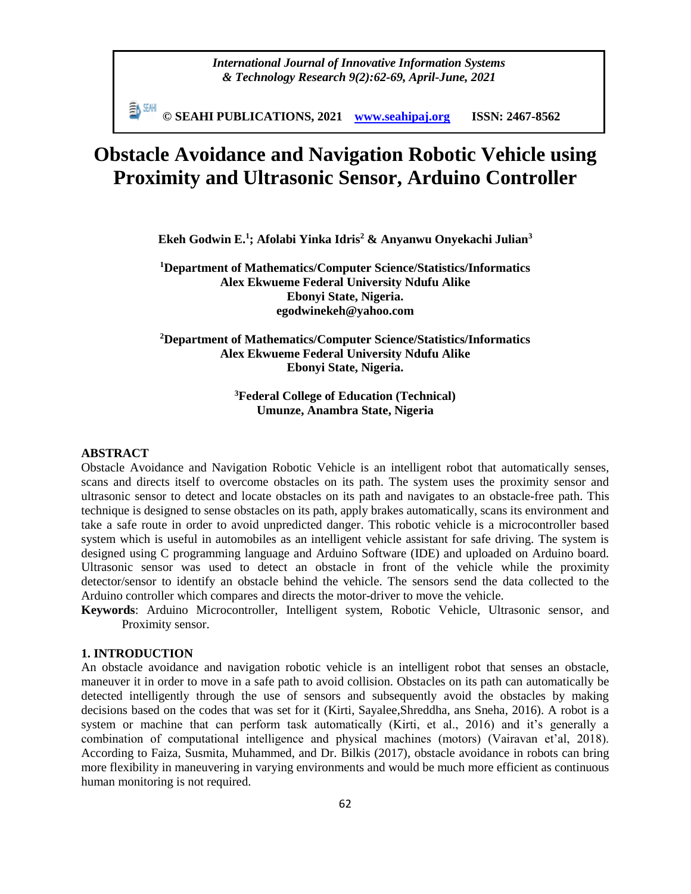# Obstacle Avoidance and Navigation Robotic Vehicle using Proximity and Ultrasonic Sensor, Arduino Controller

**Ekeh Godwin E.[1]; Afolabi Yinka Idris[2] & Anyanwu Onyekachi Julian[3]**

**[1]Department of Mathematics/Computer Science/Statistics/Informatics**
**Alex Ekwueme Federal University Ndufu Alike**
**Ebonyi State, Nigeria.**
**egodwinekeh@yahoo.com**

**[2]Department of Mathematics/Computer Science/Statistics/Informatics**
**Alex Ekwueme Federal University Ndufu Alike**
**Ebonyi State, Nigeria.**

**[3]Federal College of Education (Technical)**
**Umunze, Anambra State, Nigeria**

## ABSTRACT

Obstacle Avoidance and Navigation Robotic Vehicle is an intelligent robot that automatically senses, scans and directs itself to overcome obstacles on its path. The system uses the proximity sensor and ultrasonic sensor to detect and locate obstacles on its path and navigates to an obstacle-free path. This technique is designed to sense obstacles on its path, apply brakes automatically, scans its environment and take a safe route in order to avoid unpredicted danger. This robotic vehicle is a microcontroller based system which is useful in automobiles as an intelligent vehicle assistant for safe driving. The system is designed using C programming language and Arduino Software (IDE) and uploaded on Arduino board. Ultrasonic sensor was used to detect an obstacle in front of the vehicle while the proximity detector/sensor to identify an obstacle behind the vehicle. The sensors send the data collected to the Arduino controller which compares and directs the motor-driver to move the vehicle.

**Keywords**: Arduino Microcontroller, Intelligent system, Robotic Vehicle, Ultrasonic sensor, and Proximity sensor.

## 1. INTRODUCTION

An obstacle avoidance and navigation robotic vehicle is an intelligent robot that senses an obstacle, maneuver it in order to move in a safe path to avoid collision. Obstacles on its path can automatically be detected intelligently through the use of sensors and subsequently avoid the obstacles by making decisions based on the codes that was set for it (Kirti, Sayalee,Shreddha, ans Sneha, 2016). A robot is a system or machine that can perform task automatically (Kirti, et al., 2016) and it's generally a combination of computational intelligence and physical machines (motors) (Vairavan et'al, 2018). According to Faiza, Susmita, Muhammed, and Dr. Bilkis (2017), obstacle avoidance in robots can bring more flexibility in maneuvering in varying environments and would be much more efficient as continuous human monitoring is not required.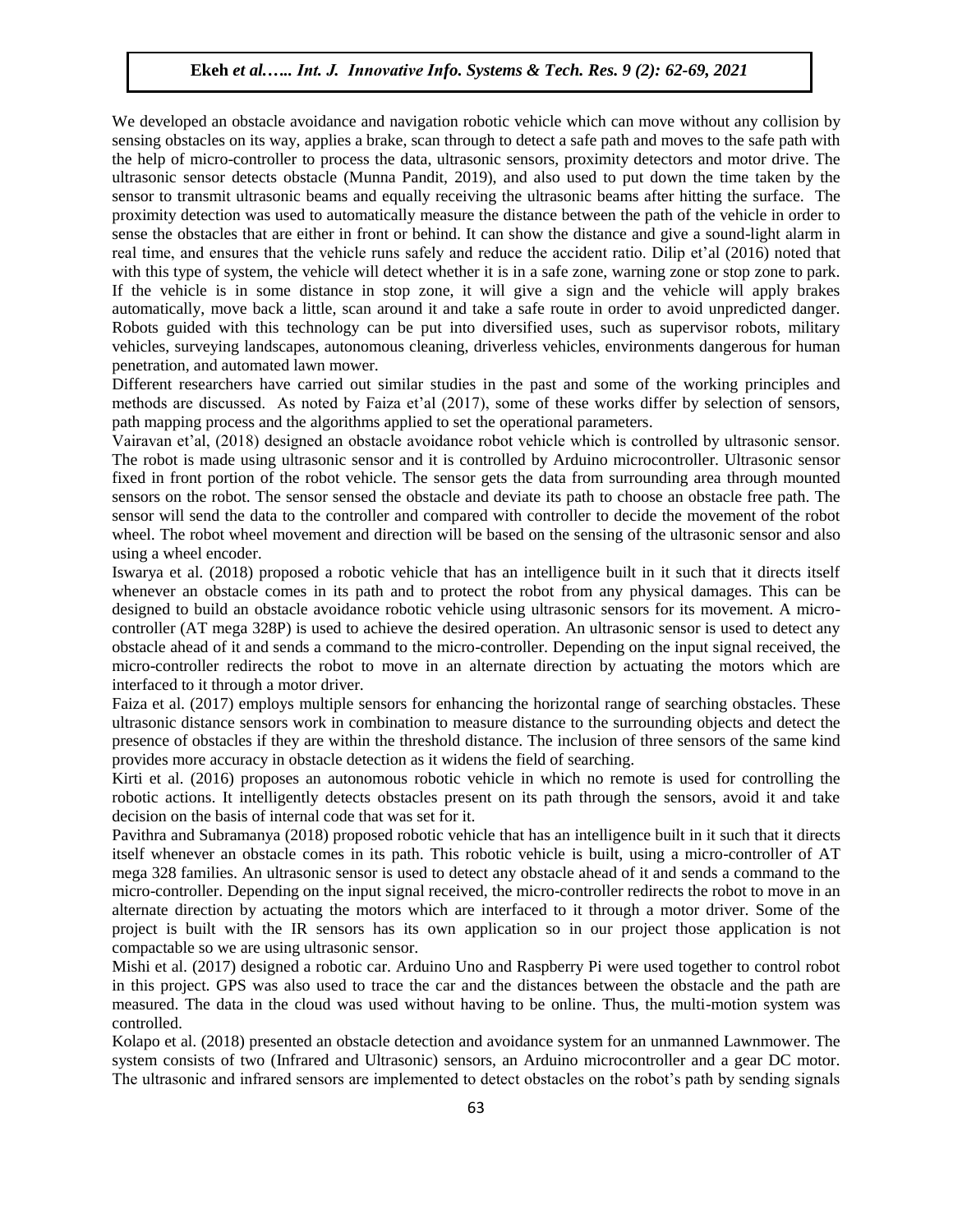We developed an obstacle avoidance and navigation robotic vehicle which can move without any collision by sensing obstacles on its way, applies a brake, scan through to detect a safe path and moves to the safe path with the help of micro-controller to process the data, ultrasonic sensors, proximity detectors and motor drive. The ultrasonic sensor detects obstacle (Munna Pandit, 2019), and also used to put down the time taken by the sensor to transmit ultrasonic beams and equally receiving the ultrasonic beams after hitting the surface. The proximity detection was used to automatically measure the distance between the path of the vehicle in order to sense the obstacles that are either in front or behind. It can show the distance and give a sound-light alarm in real time, and ensures that the vehicle runs safely and reduce the accident ratio. Dilip et'al (2016) noted that with this type of system, the vehicle will detect whether it is in a safe zone, warning zone or stop zone to park. If the vehicle is in some distance in stop zone, it will give a sign and the vehicle will apply brakes automatically, move back a little, scan around it and take a safe route in order to avoid unpredicted danger. Robots guided with this technology can be put into diversified uses, such as supervisor robots, military vehicles, surveying landscapes, autonomous cleaning, driverless vehicles, environments dangerous for human penetration, and automated lawn mower.

Different researchers have carried out similar studies in the past and some of the working principles and methods are discussed. As noted by Faiza et'al (2017), some of these works differ by selection of sensors, path mapping process and the algorithms applied to set the operational parameters.

Vairavan et'al, (2018) designed an obstacle avoidance robot vehicle which is controlled by ultrasonic sensor. The robot is made using ultrasonic sensor and it is controlled by Arduino microcontroller. Ultrasonic sensor fixed in front portion of the robot vehicle. The sensor gets the data from surrounding area through mounted sensors on the robot. The sensor sensed the obstacle and deviate its path to choose an obstacle free path. The sensor will send the data to the controller and compared with controller to decide the movement of the robot wheel. The robot wheel movement and direction will be based on the sensing of the ultrasonic sensor and also using a wheel encoder.

Iswarya et al. (2018) proposed a robotic vehicle that has an intelligence built in it such that it directs itself whenever an obstacle comes in its path and to protect the robot from any physical damages. This can be designed to build an obstacle avoidance robotic vehicle using ultrasonic sensors for its movement. A micro-controller (AT mega 328P) is used to achieve the desired operation. An ultrasonic sensor is used to detect any obstacle ahead of it and sends a command to the micro-controller. Depending on the input signal received, the micro-controller redirects the robot to move in an alternate direction by actuating the motors which are interfaced to it through a motor driver.

Faiza et al. (2017) employs multiple sensors for enhancing the horizontal range of searching obstacles. These ultrasonic distance sensors work in combination to measure distance to the surrounding objects and detect the presence of obstacles if they are within the threshold distance. The inclusion of three sensors of the same kind provides more accuracy in obstacle detection as it widens the field of searching.

Kirti et al. (2016) proposes an autonomous robotic vehicle in which no remote is used for controlling the robotic actions. It intelligently detects obstacles present on its path through the sensors, avoid it and take decision on the basis of internal code that was set for it.

Pavithra and Subramanya (2018) proposed robotic vehicle that has an intelligence built in it such that it directs itself whenever an obstacle comes in its path. This robotic vehicle is built, using a micro-controller of AT mega 328 families. An ultrasonic sensor is used to detect any obstacle ahead of it and sends a command to the micro-controller. Depending on the input signal received, the micro-controller redirects the robot to move in an alternate direction by actuating the motors which are interfaced to it through a motor driver. Some of the project is built with the IR sensors has its own application so in our project those application is not compactable so we are using ultrasonic sensor.

Mishi et al. (2017) designed a robotic car. Arduino Uno and Raspberry Pi were used together to control robot in this project. GPS was also used to trace the car and the distances between the obstacle and the path are measured. The data in the cloud was used without having to be online. Thus, the multi-motion system was controlled.

Kolapo et al. (2018) presented an obstacle detection and avoidance system for an unmanned Lawnmower. The system consists of two (Infrared and Ultrasonic) sensors, an Arduino microcontroller and a gear DC motor. The ultrasonic and infrared sensors are implemented to detect obstacles on the robot's path by sending signals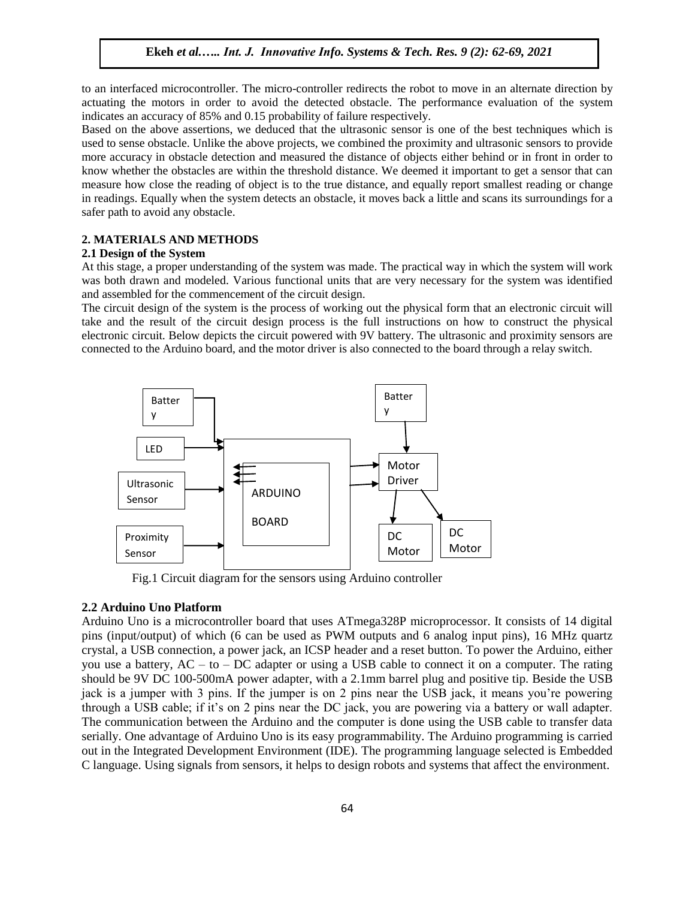to an interfaced microcontroller. The micro-controller redirects the robot to move in an alternate direction by actuating the motors in order to avoid the detected obstacle. The performance evaluation of the system indicates an accuracy of 85% and 0.15 probability of failure respectively.

Based on the above assertions, we deduced that the ultrasonic sensor is one of the best techniques which is used to sense obstacle. Unlike the above projects, we combined the proximity and ultrasonic sensors to provide more accuracy in obstacle detection and measured the distance of objects either behind or in front in order to know whether the obstacles are within the threshold distance. We deemed it important to get a sensor that can measure how close the reading of object is to the true distance, and equally report smallest reading or change in readings. Equally when the system detects an obstacle, it moves back a little and scans its surroundings for a safer path to avoid any obstacle.

## 2. MATERIALS AND METHODS

### 2.1 Design of the System

At this stage, a proper understanding of the system was made. The practical way in which the system will work was both drawn and modeled. Various functional units that are very necessary for the system was identified and assembled for the commencement of the circuit design.

The circuit design of the system is the process of working out the physical form that an electronic circuit will take and the result of the circuit design process is the full instructions on how to construct the physical electronic circuit. Below depicts the circuit powered with 9V battery. The ultrasonic and proximity sensors are connected to the Arduino board, and the motor driver is also connected to the board through a relay switch.

Battery

LED

Ultrasonic Sensor

Proximity Sensor

ARDUINO BOARD

Battery

Motor Driver

DC Motor

DC Motor

Fig.1 Circuit diagram for the sensors using Arduino controller

### 2.2 Arduino Uno Platform

Arduino Uno is a microcontroller board that uses ATmega328P microprocessor. It consists of 14 digital pins (input/output) of which (6 can be used as PWM outputs and 6 analog input pins), 16 MHz quartz crystal, a USB connection, a power jack, an ICSP header and a reset button. To power the Arduino, either you use a battery, AC – to – DC adapter or using a USB cable to connect it on a computer. The rating should be 9V DC 100-500mA power adapter, with a 2.1mm barrel plug and positive tip. Beside the USB jack is a jumper with 3 pins. If the jumper is on 2 pins near the USB jack, it means you're powering through a USB cable; if it's on 2 pins near the DC jack, you are powering via a battery or wall adapter. The communication between the Arduino and the computer is done using the USB cable to transfer data serially. One advantage of Arduino Uno is its easy programmability. The Arduino programming is carried out in the Integrated Development Environment (IDE). The programming language selected is Embedded C language. Using signals from sensors, it helps to design robots and systems that affect the environment.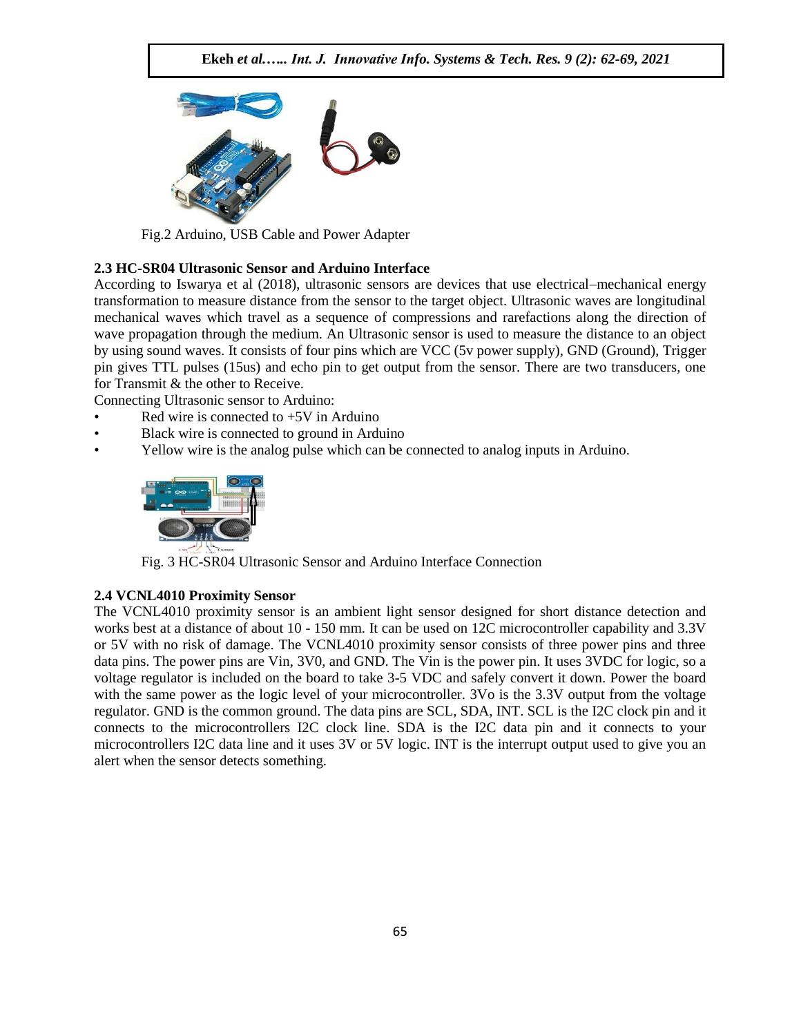Fig.2 Arduino, USB Cable and Power Adapter

### 2.3 HC-SR04 Ultrasonic Sensor and Arduino Interface

According to Iswarya et al (2018), ultrasonic sensors are devices that use electrical–mechanical energy transformation to measure distance from the sensor to the target object. Ultrasonic waves are longitudinal mechanical waves which travel as a sequence of compressions and rarefactions along the direction of wave propagation through the medium. An Ultrasonic sensor is used to measure the distance to an object by using sound waves. It consists of four pins which are VCC (5v power supply), GND (Ground), Trigger pin gives TTL pulses (15us) and echo pin to get output from the sensor. There are two transducers, one for Transmit & the other to Receive.

Connecting Ultrasonic sensor to Arduino:

- Red wire is connected to +5V in Arduino
- Black wire is connected to ground in Arduino
- Yellow wire is the analog pulse which can be connected to analog inputs in Arduino.

Fig. 3 HC-SR04 Ultrasonic Sensor and Arduino Interface Connection

### 2.4 VCNL4010 Proximity Sensor

The VCNL4010 proximity sensor is an ambient light sensor designed for short distance detection and works best at a distance of about 10 - 150 mm. It can be used on 12C microcontroller capability and 3.3V or 5V with no risk of damage. The VCNL4010 proximity sensor consists of three power pins and three data pins. The power pins are Vin, 3V0, and GND. The Vin is the power pin. It uses 3VDC for logic, so a voltage regulator is included on the board to take 3-5 VDC and safely convert it down. Power the board with the same power as the logic level of your microcontroller. 3Vo is the 3.3V output from the voltage regulator. GND is the common ground. The data pins are SCL, SDA, INT. SCL is the I2C clock pin and it connects to the microcontrollers I2C clock line. SDA is the I2C data pin and it connects to your microcontrollers I2C data line and it uses 3V or 5V logic. INT is the interrupt output used to give you an alert when the sensor detects something.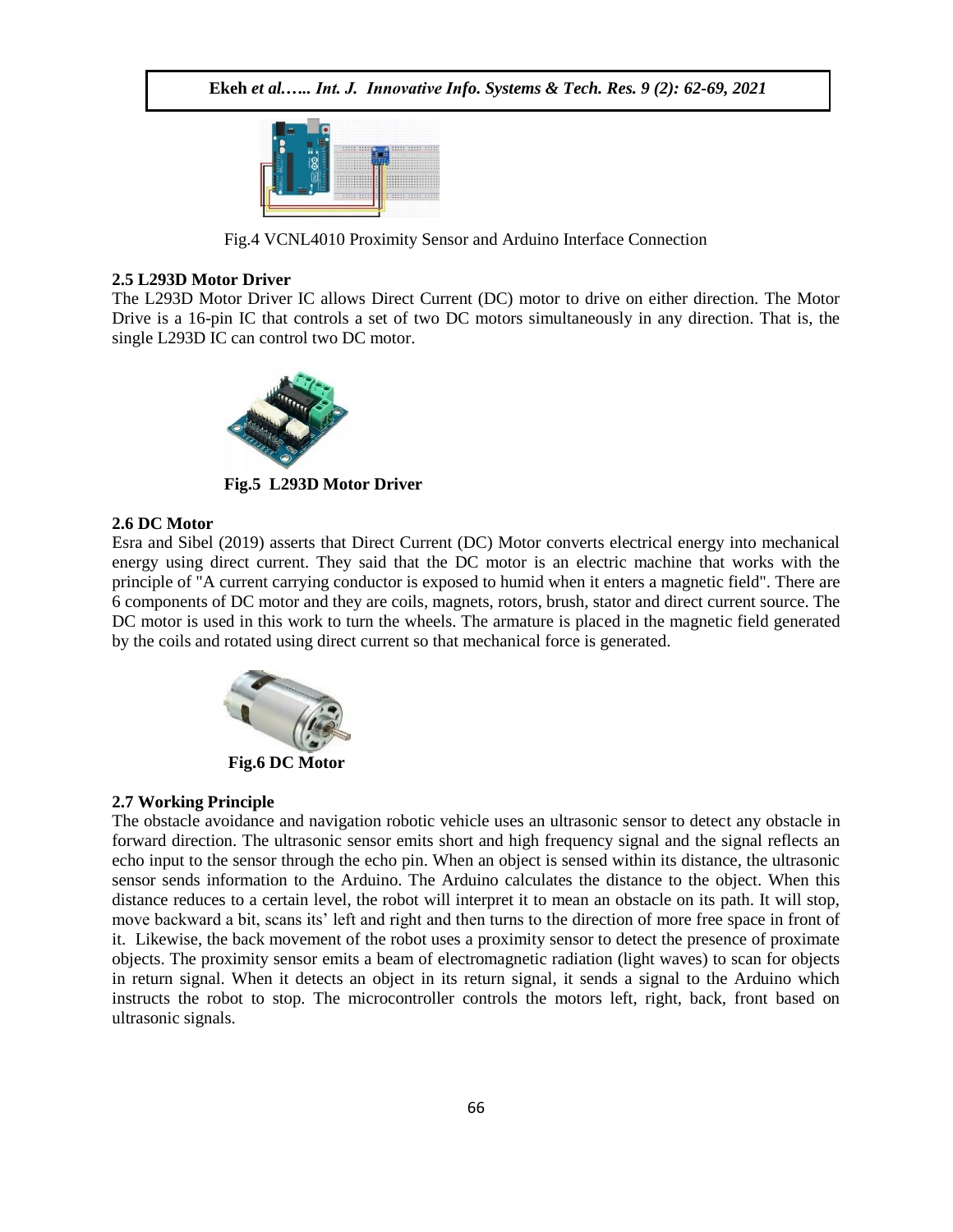Fig.4 VCNL4010 Proximity Sensor and Arduino Interface Connection

### 2.5 L293D Motor Driver

The L293D Motor Driver IC allows Direct Current (DC) motor to drive on either direction. The Motor Drive is a 16-pin IC that controls a set of two DC motors simultaneously in any direction. That is, the single L293D IC can control two DC motor.

**Fig.5 L293D Motor Driver**

### 2.6 DC Motor

Esra and Sibel (2019) asserts that Direct Current (DC) Motor converts electrical energy into mechanical energy using direct current. They said that the DC motor is an electric machine that works with the principle of "A current carrying conductor is exposed to humid when it enters a magnetic field". There are 6 components of DC motor and they are coils, magnets, rotors, brush, stator and direct current source. The DC motor is used in this work to turn the wheels. The armature is placed in the magnetic field generated by the coils and rotated using direct current so that mechanical force is generated.

**Fig.6 DC Motor**

### 2.7 Working Principle

The obstacle avoidance and navigation robotic vehicle uses an ultrasonic sensor to detect any obstacle in forward direction. The ultrasonic sensor emits short and high frequency signal and the signal reflects an echo input to the sensor through the echo pin. When an object is sensed within its distance, the ultrasonic sensor sends information to the Arduino. The Arduino calculates the distance to the object. When this distance reduces to a certain level, the robot will interpret it to mean an obstacle on its path. It will stop, move backward a bit, scans its' left and right and then turns to the direction of more free space in front of it. Likewise, the back movement of the robot uses a proximity sensor to detect the presence of proximate objects. The proximity sensor emits a beam of electromagnetic radiation (light waves) to scan for objects in return signal. When it detects an object in its return signal, it sends a signal to the Arduino which instructs the robot to stop. The microcontroller controls the motors left, right, back, front based on ultrasonic signals.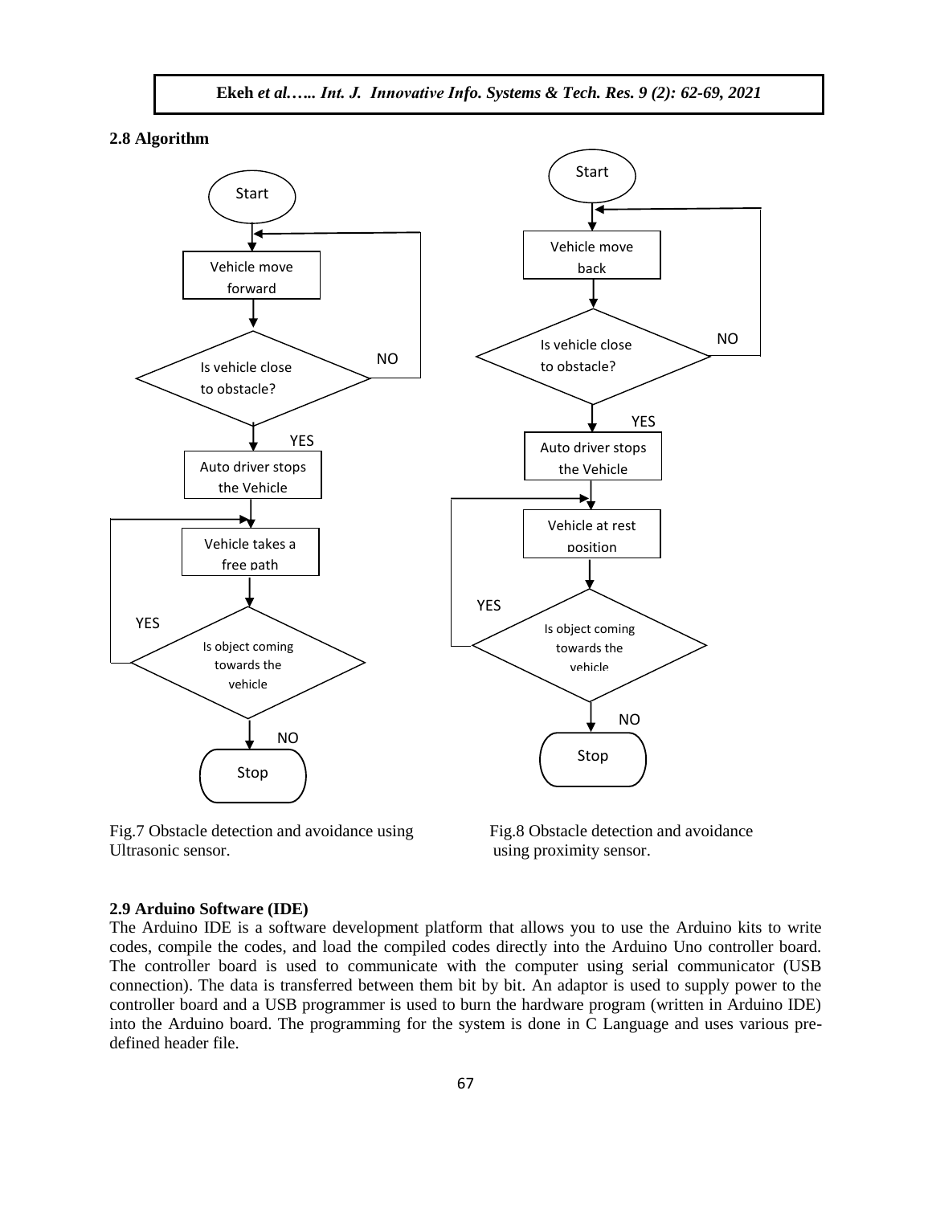### 2.8 Algorithm

Start

Vehicle move forward

Is vehicle close to obstacle? — NO (return to Vehicle move forward) / YES

Auto driver stops the Vehicle

Vehicle takes a free path

Is object coming towards the vehicle — YES (return to Vehicle takes a free path) / NO

Stop

Fig.7 Obstacle detection and avoidance using Ultrasonic sensor.

Start

Vehicle move back

Is vehicle close to obstacle? — NO (return to Vehicle move back) / YES

Auto driver stops the Vehicle

Vehicle at rest position

Is object coming towards the vehicle — YES (return to Vehicle at rest position) / NO

Stop

Fig.8 Obstacle detection and avoidance using proximity sensor.

### 2.9 Arduino Software (IDE)

The Arduino IDE is a software development platform that allows you to use the Arduino kits to write codes, compile the codes, and load the compiled codes directly into the Arduino Uno controller board. The controller board is used to communicate with the computer using serial communicator (USB connection). The data is transferred between them bit by bit. An adaptor is used to supply power to the controller board and a USB programmer is used to burn the hardware program (written in Arduino IDE) into the Arduino board. The programming for the system is done in C Language and uses various pre-defined header file.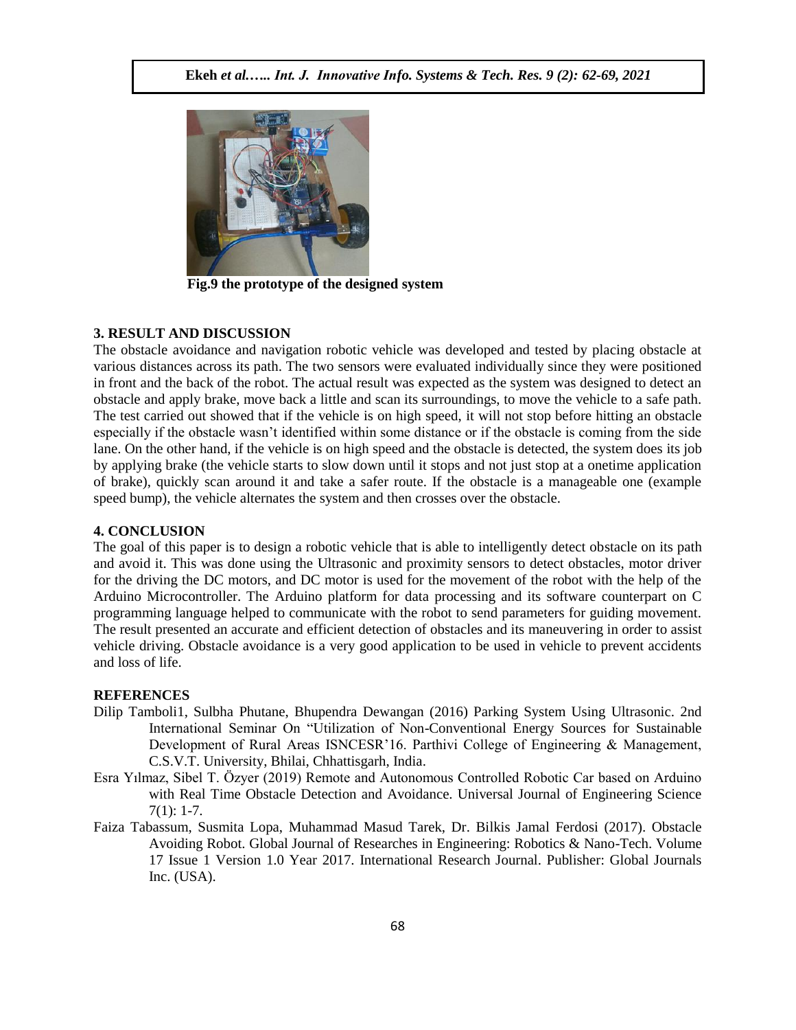Fig.9 the prototype of the designed system

## 3. RESULT AND DISCUSSION

The obstacle avoidance and navigation robotic vehicle was developed and tested by placing obstacle at various distances across its path. The two sensors were evaluated individually since they were positioned in front and the back of the robot. The actual result was expected as the system was designed to detect an obstacle and apply brake, move back a little and scan its surroundings, to move the vehicle to a safe path. The test carried out showed that if the vehicle is on high speed, it will not stop before hitting an obstacle especially if the obstacle wasn't identified within some distance or if the obstacle is coming from the side lane. On the other hand, if the vehicle is on high speed and the obstacle is detected, the system does its job by applying brake (the vehicle starts to slow down until it stops and not just stop at a onetime application of brake), quickly scan around it and take a safer route. If the obstacle is a manageable one (example speed bump), the vehicle alternates the system and then crosses over the obstacle.

## 4. CONCLUSION

The goal of this paper is to design a robotic vehicle that is able to intelligently detect obstacle on its path and avoid it. This was done using the Ultrasonic and proximity sensors to detect obstacles, motor driver for the driving the DC motors, and DC motor is used for the movement of the robot with the help of the Arduino Microcontroller. The Arduino platform for data processing and its software counterpart on C programming language helped to communicate with the robot to send parameters for guiding movement. The result presented an accurate and efficient detection of obstacles and its maneuvering in order to assist vehicle driving. Obstacle avoidance is a very good application to be used in vehicle to prevent accidents and loss of life.

## REFERENCES

Dilip Tamboli1, Sulbha Phutane, Bhupendra Dewangan (2016) Parking System Using Ultrasonic. 2nd International Seminar On "Utilization of Non-Conventional Energy Sources for Sustainable Development of Rural Areas ISNCESR'16. Parthivi College of Engineering & Management, C.S.V.T. University, Bhilai, Chhattisgarh, India.

Esra Yılmaz, Sibel T. Özyer (2019) Remote and Autonomous Controlled Robotic Car based on Arduino with Real Time Obstacle Detection and Avoidance. Universal Journal of Engineering Science 7(1): 1-7.

Faiza Tabassum, Susmita Lopa, Muhammad Masud Tarek, Dr. Bilkis Jamal Ferdosi (2017). Obstacle Avoiding Robot. Global Journal of Researches in Engineering: Robotics & Nano-Tech. Volume 17 Issue 1 Version 1.0 Year 2017. International Research Journal. Publisher: Global Journals Inc. (USA).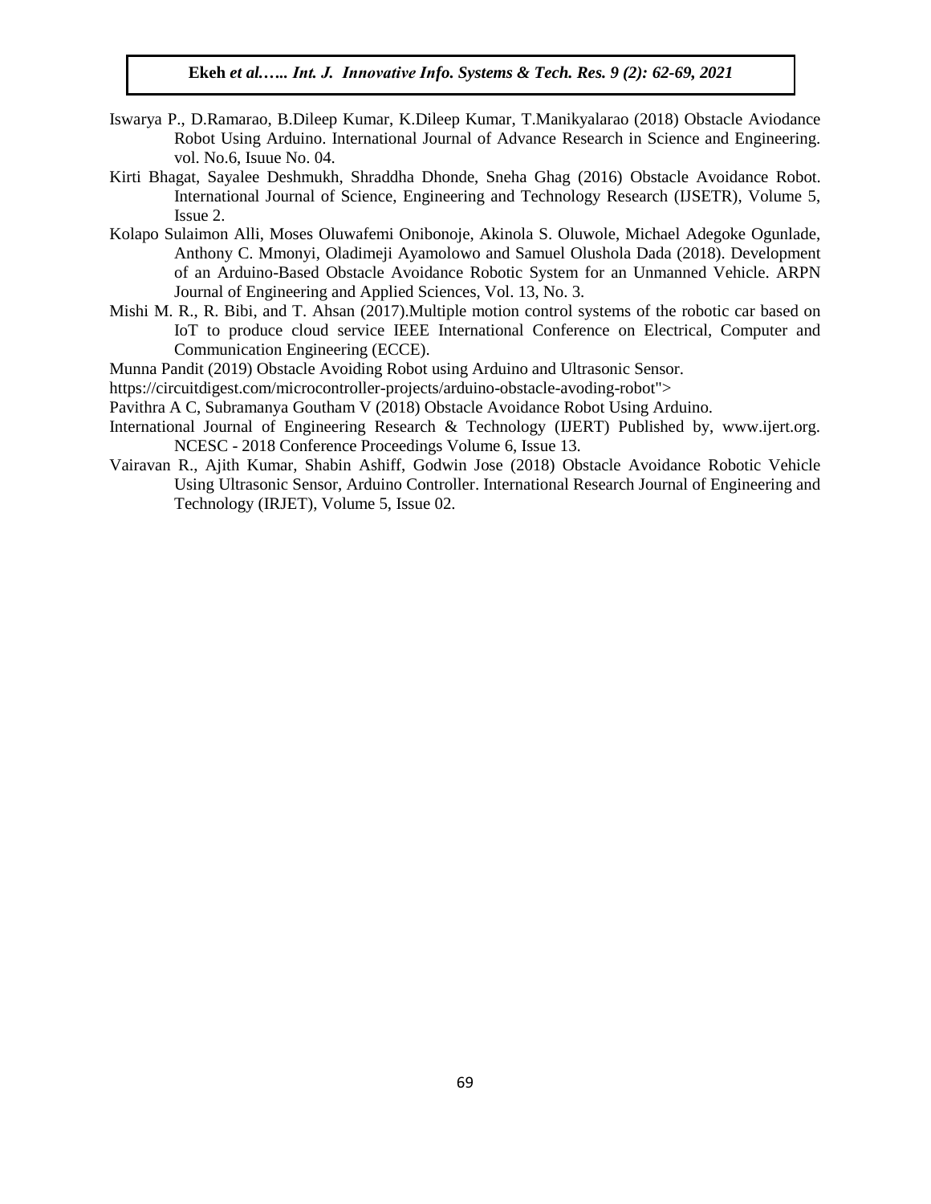Iswarya P., D.Ramarao, B.Dileep Kumar, K.Dileep Kumar, T.Manikyalarao (2018) Obstacle Aviodance Robot Using Arduino. International Journal of Advance Research in Science and Engineering. vol. No.6, Isuue No. 04.

Kirti Bhagat, Sayalee Deshmukh, Shraddha Dhonde, Sneha Ghag (2016) Obstacle Avoidance Robot. International Journal of Science, Engineering and Technology Research (IJSETR), Volume 5, Issue 2.

Kolapo Sulaimon Alli, Moses Oluwafemi Onibonoje, Akinola S. Oluwole, Michael Adegoke Ogunlade, Anthony C. Mmonyi, Oladimeji Ayamolowo and Samuel Olushola Dada (2018). Development of an Arduino-Based Obstacle Avoidance Robotic System for an Unmanned Vehicle. ARPN Journal of Engineering and Applied Sciences, Vol. 13, No. 3.

Mishi M. R., R. Bibi, and T. Ahsan (2017).Multiple motion control systems of the robotic car based on IoT to produce cloud service IEEE International Conference on Electrical, Computer and Communication Engineering (ECCE).

Munna Pandit (2019) Obstacle Avoiding Robot using Arduino and Ultrasonic Sensor.

https://circuitdigest.com/microcontroller-projects/arduino-obstacle-avoding-robot">

Pavithra A C, Subramanya Goutham V (2018) Obstacle Avoidance Robot Using Arduino.

International Journal of Engineering Research & Technology (IJERT) Published by, www.ijert.org. NCESC - 2018 Conference Proceedings Volume 6, Issue 13.

Vairavan R., Ajith Kumar, Shabin Ashiff, Godwin Jose (2018) Obstacle Avoidance Robotic Vehicle Using Ultrasonic Sensor, Arduino Controller. International Research Journal of Engineering and Technology (IRJET), Volume 5, Issue 02.